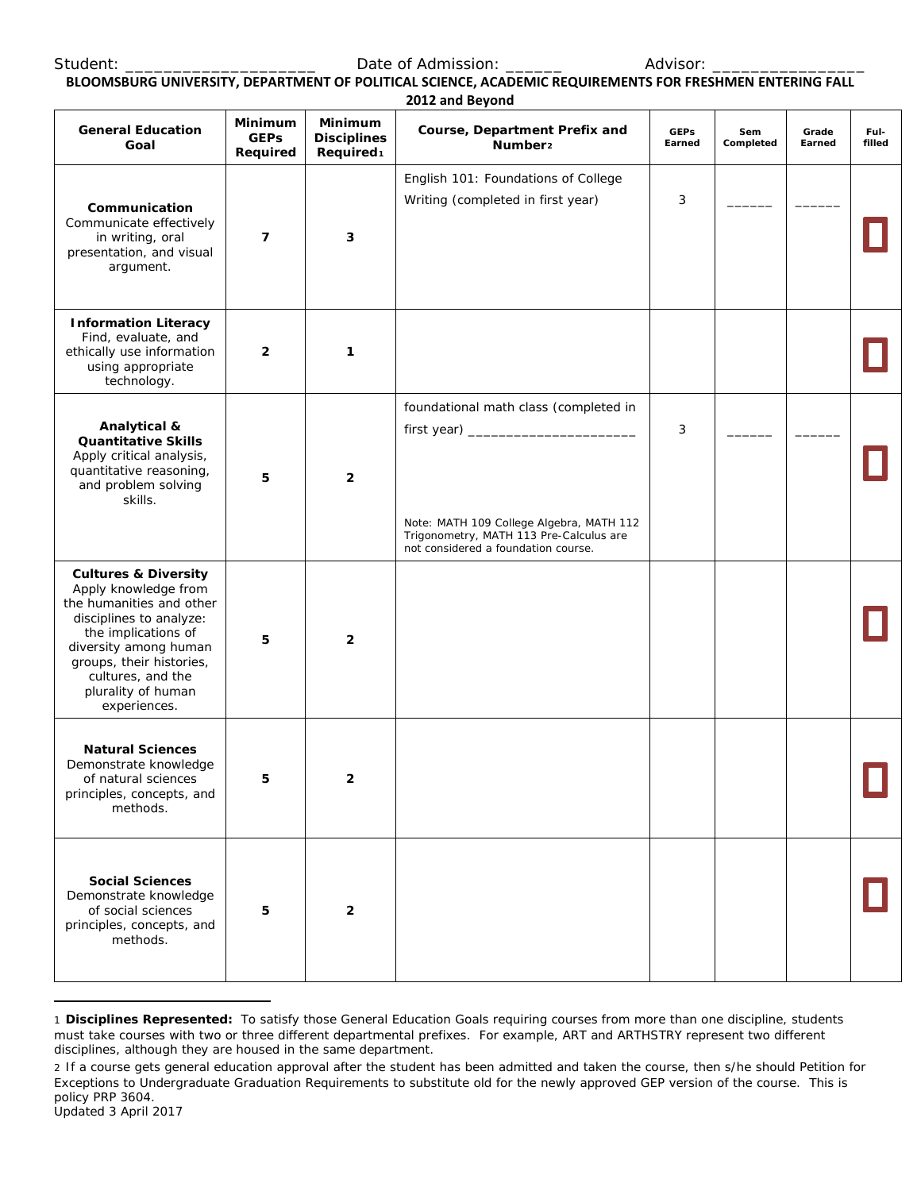Student: ____________________ Date of Admission: ______ Advisor: ________________

**BLOOMSBURG UNIVERSITY, DEPARTMENT OF POLITICAL SCIENCE, ACADEMIC REQUIREMENTS FOR FRESHMEN ENTERING FALL 2012 and Beyond**

| General Education Goal | Minimum GEPs Required | Minimum Disciplines Required[1] | Course, Department Prefix and Number[2] | GEPs Earned | Sem Completed | Grade Earned | Ful-filled |
|---|---|---|---|---|---|---|---|
| **Communication** Communicate effectively in writing, oral presentation, and visual argument. | 7 | 3 | English 101: Foundations of College Writing (completed in first year) | 3 | ______ | ______ | ☐ |
| **Information Literacy** Find, evaluate, and ethically use information using appropriate technology. | 2 | 1 | | | | | ☐ |
| **Analytical & Quantitative Skills** Apply critical analysis, quantitative reasoning, and problem solving skills. | 5 | 2 | foundational math class (completed in first year) ____________________ Note: MATH 109 College Algebra, MATH 112 Trigonometry, MATH 113 Pre-Calculus are not considered a foundation course. | 3 | ______ | ______ | ☐ |
| **Cultures & Diversity** Apply knowledge from the humanities and other disciplines to analyze: the implications of diversity among human groups, their histories, cultures, and the plurality of human experiences. | 5 | 2 | | | | | ☐ |
| **Natural Sciences** Demonstrate knowledge of natural sciences principles, concepts, and methods. | 5 | 2 | | | | | ☐ |
| **Social Sciences** Demonstrate knowledge of social sciences principles, concepts, and methods. | 5 | 2 | | | | | ☐ |

1 **Disciplines Represented:** To satisfy those General Education Goals requiring courses from more than one discipline, students must take courses with two or three different departmental prefixes. For example, ART and ARTHSTRY represent two different disciplines, although they are housed in the same department.

2 If a course gets general education approval after the student has been admitted and taken the course, then s/he should Petition for Exceptions to Undergraduate Graduation Requirements to substitute old for the newly approved GEP version of the course. This is policy PRP 3604.

Updated 3 April 2017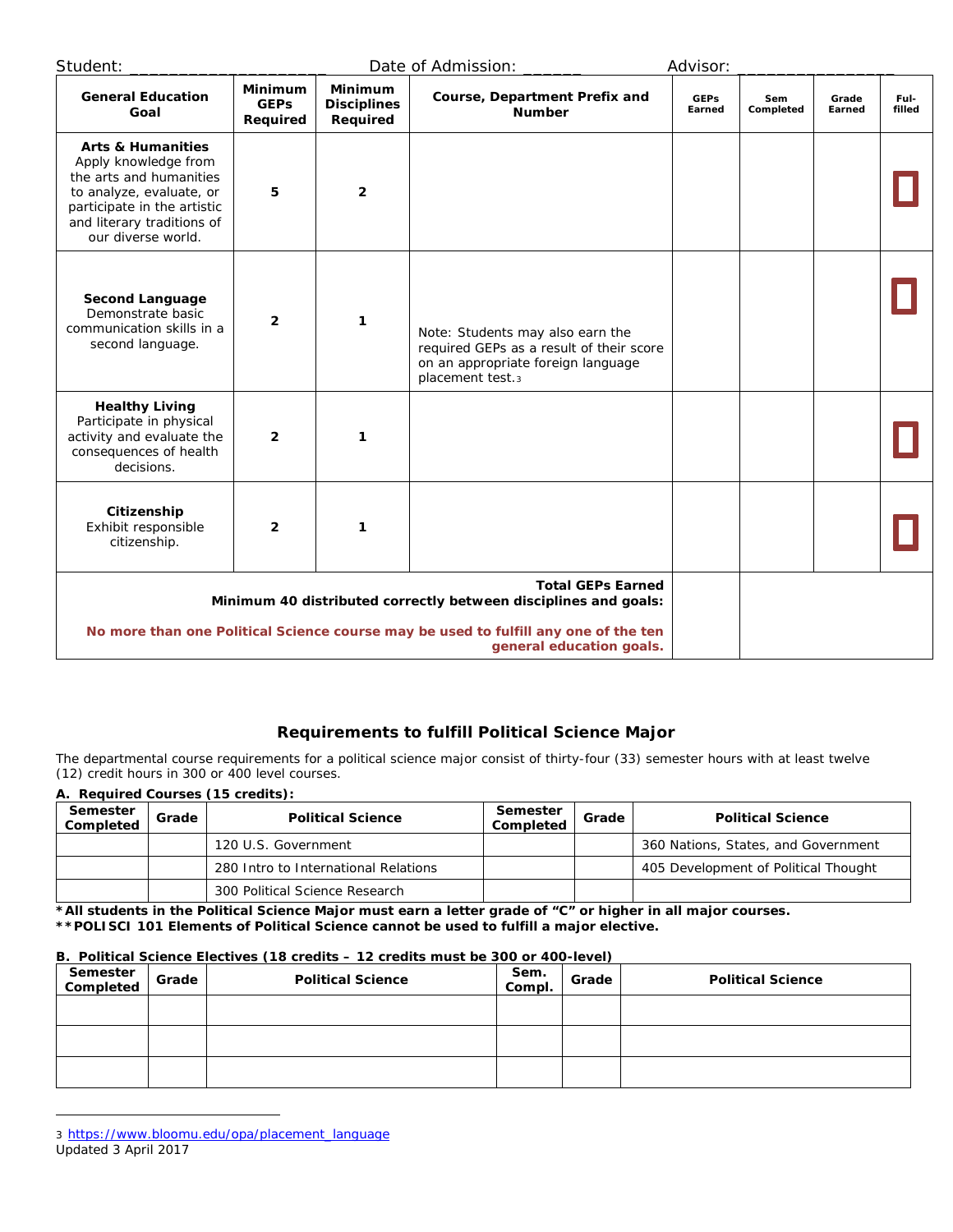Student: ____________________ Date of Admission: ______ Advisor: ________________

| General Education Goal | Minimum GEPs Required | Minimum Disciplines Required | Course, Department Prefix and Number | GEPs Earned | Sem Completed | Grade Earned | Ful-filled |
|---|---|---|---|---|---|---|---|
| **Arts & Humanities** Apply knowledge from the arts and humanities to analyze, evaluate, or participate in the artistic and literary traditions of our diverse world. | 5 | 2 | | | | | ☐ |
| **Second Language** Demonstrate basic communication skills in a second language. | 2 | 1 | Note: Students may also earn the required GEPs as a result of their score on an appropriate foreign language placement test.[3] | | | | ☐ |
| **Healthy Living** Participate in physical activity and evaluate the consequences of health decisions. | 2 | 1 | | | | | ☐ |
| **Citizenship** Exhibit responsible citizenship. | 2 | 1 | | | | | ☐ |
| **Total GEPs Earned Minimum 40 distributed correctly between disciplines and goals:** **No more than one Political Science course may be used to fulfill any one of the ten general education goals.** | | | | | | | |

## Requirements to fulfill Political Science Major

The departmental course requirements for a political science major consist of thirty-four (33) semester hours with at least twelve (12) credit hours in 300 or 400 level courses.

**A. Required Courses (15 credits):**

| Semester Completed | Grade | Political Science | Semester Completed | Grade | Political Science |
|---|---|---|---|---|---|
| | | 120 U.S. Government | | | 360 Nations, States, and Government |
| | | 280 Intro to International Relations | | | 405 Development of Political Thought |
| | | 300 Political Science Research | | | |

**\*All students in the Political Science Major must earn a letter grade of "C" or higher in all major courses.**
**\*\*POLISCI 101 Elements of Political Science cannot be used to fulfill a major elective.**

**B. Political Science Electives (18 credits – 12 credits must be 300 or 400-level)**

| Semester Completed | Grade | Political Science | Sem. Compl. | Grade | Political Science |
|---|---|---|---|---|---|
| | | | | | |
| | | | | | |
| | | | | | |

[3] https://www.bloomu.edu/opa/placement_language
Updated 3 April 2017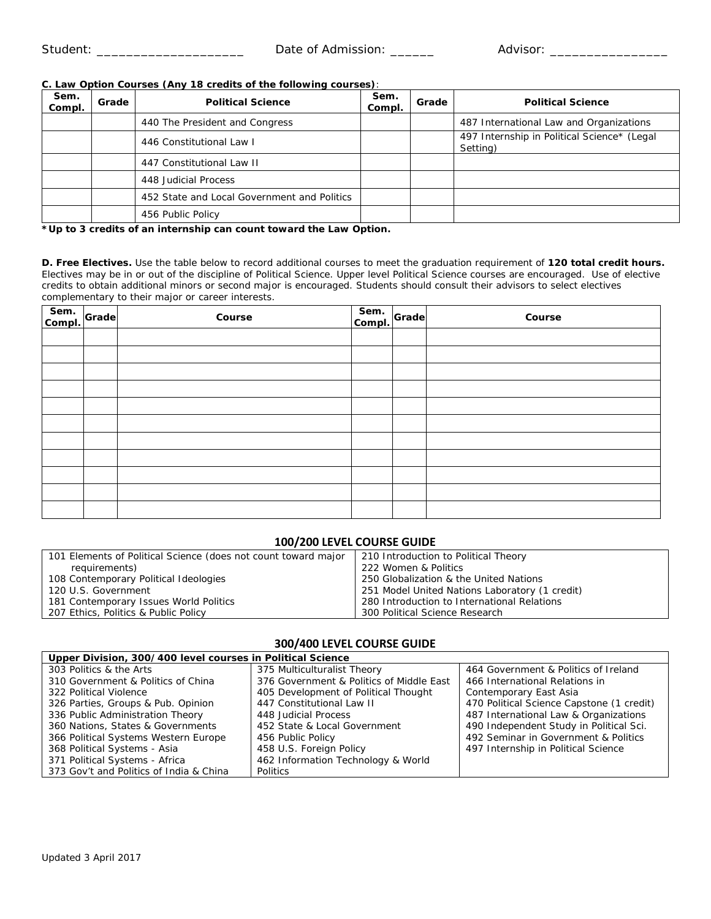Student: ____________________ Date of Admission: ______ Advisor: ________________

**C. Law Option Courses (Any 18 credits of the following courses)**:

| Sem. Compl. | Grade | Political Science | Sem. Compl. | Grade | Political Science |
|---|---|---|---|---|---|
| | | 440 The President and Congress | | | 487 International Law and Organizations |
| | | 446 Constitutional Law I | | | 497 Internship in Political Science* (Legal Setting) |
| | | 447 Constitutional Law II | | | |
| | | 448 Judicial Process | | | |
| | | 452 State and Local Government and Politics | | | |
| | | 456 Public Policy | | | |

**\*Up to 3 credits of an internship can count toward the Law Option.**

**D. Free Electives.** Use the table below to record additional courses to meet the graduation requirement of **120 total credit hours.** Electives may be in or out of the discipline of Political Science. Upper level Political Science courses are encouraged. Use of elective credits to obtain additional minors or second major is encouraged. Students should consult their advisors to select electives complementary to their major or career interests.

| Sem. Compl. | Grade | Course | Sem. Compl. | Grade | Course |
|---|---|---|---|---|---|
| | | | | | |
| | | | | | |
| | | | | | |
| | | | | | |
| | | | | | |
| | | | | | |
| | | | | | |
| | | | | | |
| | | | | | |
| | | | | | |
| | | | | | |

## 100/200 LEVEL COURSE GUIDE

| | |
|---|---|
| 101 Elements of Political Science (does not count toward major requirements) | 210 Introduction to Political Theory |
| | 222 Women & Politics |
| 108 Contemporary Political Ideologies | 250 Globalization & the United Nations |
| 120 U.S. Government | 251 Model United Nations Laboratory (1 credit) |
| 181 Contemporary Issues World Politics | 280 Introduction to International Relations |
| 207 Ethics, Politics & Public Policy | 300 Political Science Research |

## 300/400 LEVEL COURSE GUIDE

| Upper Division, 300/400 level courses in Political Science | | |
|---|---|---|
| 303 Politics & the Arts | 375 Multiculturalist Theory | 464 Government & Politics of Ireland |
| 310 Government & Politics of China | 376 Government & Politics of Middle East | 466 International Relations in Contemporary East Asia |
| 322 Political Violence | 405 Development of Political Thought | |
| 326 Parties, Groups & Pub. Opinion | 447 Constitutional Law II | 470 Political Science Capstone (1 credit) |
| 336 Public Administration Theory | 448 Judicial Process | 487 International Law & Organizations |
| 360 Nations, States & Governments | 452 State & Local Government | 490 Independent Study in Political Sci. |
| 366 Political Systems Western Europe | 456 Public Policy | 492 Seminar in Government & Politics |
| 368 Political Systems - Asia | 458 U.S. Foreign Policy | 497 Internship in Political Science |
| 371 Political Systems - Africa | 462 Information Technology & World Politics | |
| 373 Gov't and Politics of India & China | | |

Updated 3 April 2017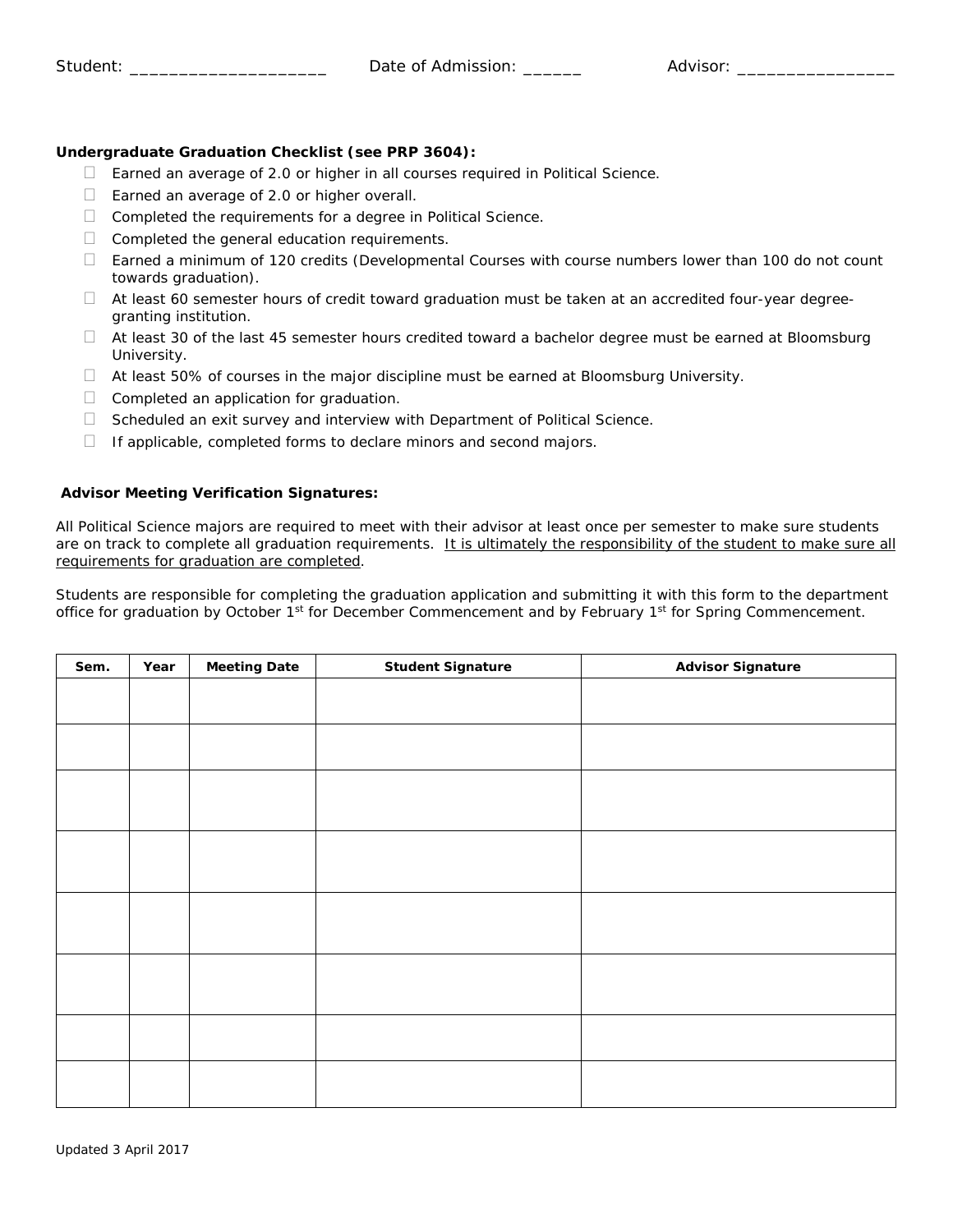Student: ____________________ Date of Admission: ______ Advisor: ________________

**Undergraduate Graduation Checklist (see PRP 3604):**

- ☐ Earned an average of 2.0 or higher in all courses required in Political Science.
- ☐ Earned an average of 2.0 or higher overall.
- ☐ Completed the requirements for a degree in Political Science.
- ☐ Completed the general education requirements.
- ☐ Earned a minimum of 120 credits (Developmental Courses with course numbers lower than 100 do not count towards graduation).
- ☐ At least 60 semester hours of credit toward graduation must be taken at an accredited four-year degree-granting institution.
- ☐ At least 30 of the last 45 semester hours credited toward a bachelor degree must be earned at Bloomsburg University.
- ☐ At least 50% of courses in the major discipline must be earned at Bloomsburg University.
- ☐ Completed an application for graduation.
- ☐ Scheduled an exit survey and interview with Department of Political Science.
- ☐ If applicable, completed forms to declare minors and second majors.

**Advisor Meeting Verification Signatures:**

All Political Science majors are required to meet with their advisor at least once per semester to make sure students are on track to complete all graduation requirements. <u>It is ultimately the responsibility of the student to make sure all requirements for graduation are completed</u>.

Students are responsible for completing the graduation application and submitting it with this form to the department office for graduation by October 1st for December Commencement and by February 1st for Spring Commencement.

| Sem. | Year | Meeting Date | Student Signature | Advisor Signature |
|---|---|---|---|---|
| | | | | |
| | | | | |
| | | | | |
| | | | | |
| | | | | |
| | | | | |
| | | | | |
| | | | | |

Updated 3 April 2017